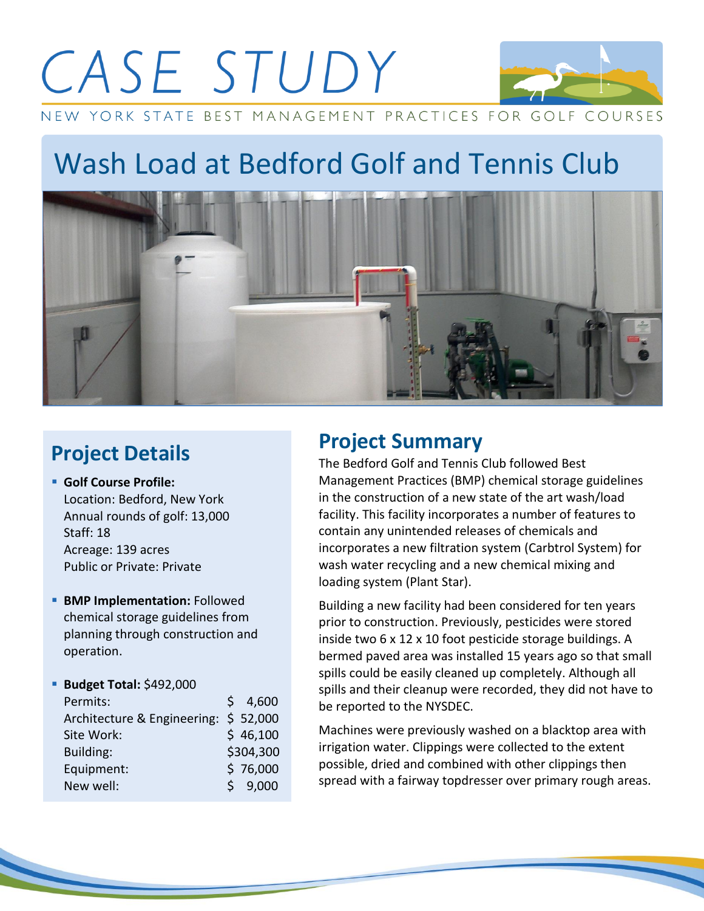# CASE STUDY

NEW YORK STATE BEST MANAGEMENT PRACTICES FOR GOLF COURSES

## Wash Load at Bedford Golf and Tennis Club

## Project Details

- **Golf Course Profile:**
  Location: Bedford, New York
  Annual rounds of golf: 13,000
  Staff: 18
  Acreage: 139 acres
  Public or Private: Private

- **BMP Implementation:** Followed chemical storage guidelines from planning through construction and operation.

- **Budget Total:** $492,000

| | |
|---|---|
| Permits: | $ 4,600 |
| Architecture & Engineering: | $ 52,000 |
| Site Work: | $ 46,100 |
| Building: | $304,300 |
| Equipment: | $ 76,000 |
| New well: | $ 9,000 |

## Project Summary

The Bedford Golf and Tennis Club followed Best Management Practices (BMP) chemical storage guidelines in the construction of a new state of the art wash/load facility. This facility incorporates a number of features to contain any unintended releases of chemicals and incorporates a new filtration system (Carbtrol System) for wash water recycling and a new chemical mixing and loading system (Plant Star).

Building a new facility had been considered for ten years prior to construction. Previously, pesticides were stored inside two 6 x 12 x 10 foot pesticide storage buildings. A bermed paved area was installed 15 years ago so that small spills could be easily cleaned up completely. Although all spills and their cleanup were recorded, they did not have to be reported to the NYSDEC.

Machines were previously washed on a blacktop area with irrigation water. Clippings were collected to the extent possible, dried and combined with other clippings then spread with a fairway topdresser over primary rough areas.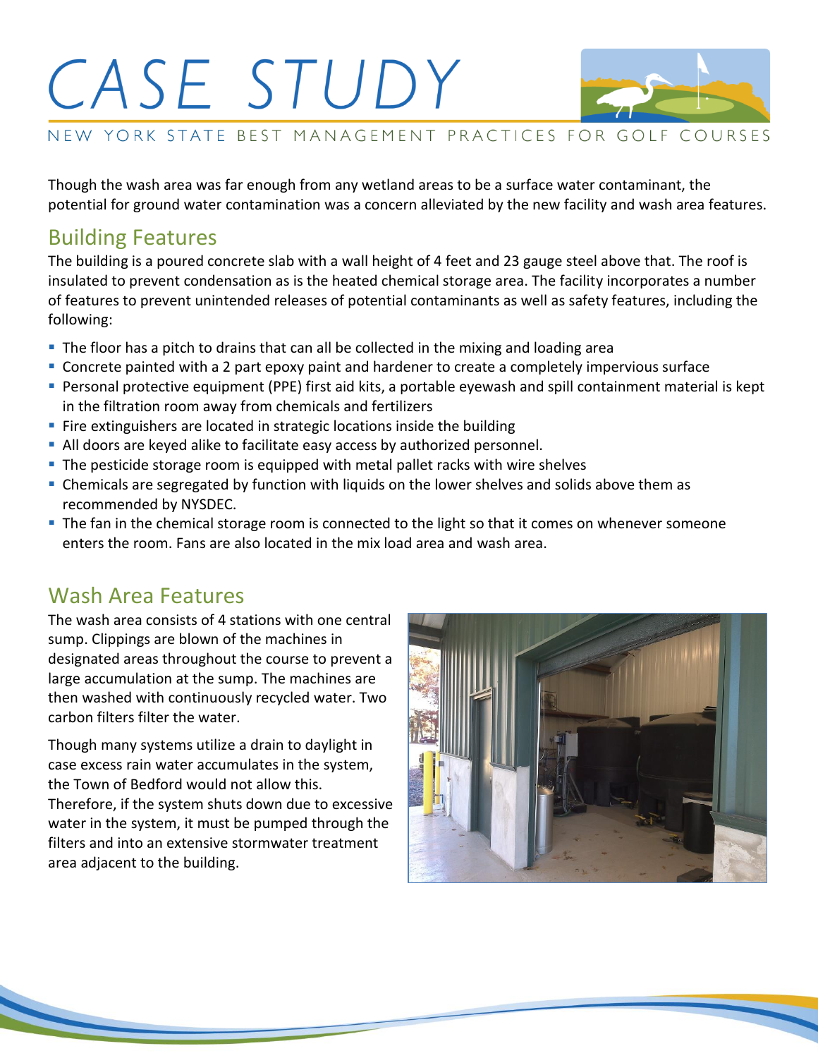Though the wash area was far enough from any wetland areas to be a surface water contaminant, the potential for ground water contamination was a concern alleviated by the new facility and wash area features.

## Building Features

The building is a poured concrete slab with a wall height of 4 feet and 23 gauge steel above that. The roof is insulated to prevent condensation as is the heated chemical storage area. The facility incorporates a number of features to prevent unintended releases of potential contaminants as well as safety features, including the following:

- The floor has a pitch to drains that can all be collected in the mixing and loading area
- Concrete painted with a 2 part epoxy paint and hardener to create a completely impervious surface
- Personal protective equipment (PPE) first aid kits, a portable eyewash and spill containment material is kept in the filtration room away from chemicals and fertilizers
- Fire extinguishers are located in strategic locations inside the building
- All doors are keyed alike to facilitate easy access by authorized personnel.
- The pesticide storage room is equipped with metal pallet racks with wire shelves
- Chemicals are segregated by function with liquids on the lower shelves and solids above them as recommended by NYSDEC.
- The fan in the chemical storage room is connected to the light so that it comes on whenever someone enters the room. Fans are also located in the mix load area and wash area.

## Wash Area Features

The wash area consists of 4 stations with one central sump. Clippings are blown of the machines in designated areas throughout the course to prevent a large accumulation at the sump. The machines are then washed with continuously recycled water. Two carbon filters filter the water.

Though many systems utilize a drain to daylight in case excess rain water accumulates in the system, the Town of Bedford would not allow this. Therefore, if the system shuts down due to excessive water in the system, it must be pumped through the filters and into an extensive stormwater treatment area adjacent to the building.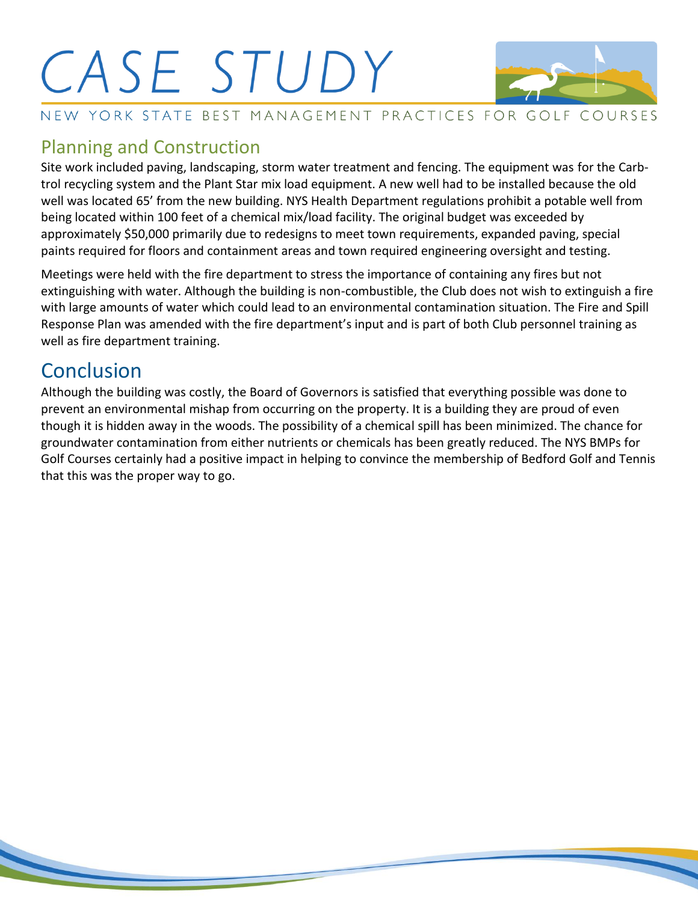## Planning and Construction

Site work included paving, landscaping, storm water treatment and fencing. The equipment was for the Carb-trol recycling system and the Plant Star mix load equipment. A new well had to be installed because the old well was located 65' from the new building. NYS Health Department regulations prohibit a potable well from being located within 100 feet of a chemical mix/load facility. The original budget was exceeded by approximately $50,000 primarily due to redesigns to meet town requirements, expanded paving, special paints required for floors and containment areas and town required engineering oversight and testing.

Meetings were held with the fire department to stress the importance of containing any fires but not extinguishing with water. Although the building is non-combustible, the Club does not wish to extinguish a fire with large amounts of water which could lead to an environmental contamination situation. The Fire and Spill Response Plan was amended with the fire department's input and is part of both Club personnel training as well as fire department training.

## Conclusion

Although the building was costly, the Board of Governors is satisfied that everything possible was done to prevent an environmental mishap from occurring on the property. It is a building they are proud of even though it is hidden away in the woods. The possibility of a chemical spill has been minimized. The chance for groundwater contamination from either nutrients or chemicals has been greatly reduced. The NYS BMPs for Golf Courses certainly had a positive impact in helping to convince the membership of Bedford Golf and Tennis that this was the proper way to go.